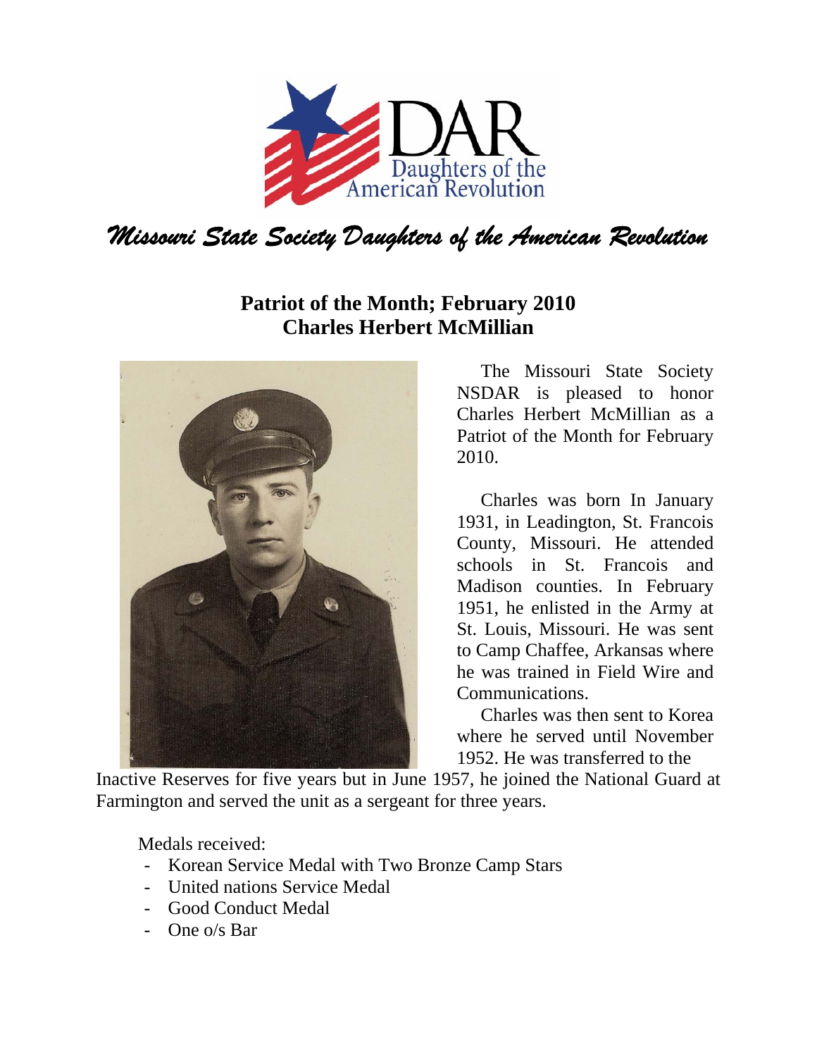# Missouri State Society Daughters of the American Revolution

## Patriot of the Month; February 2010
## Charles Herbert McMillian

The Missouri State Society NSDAR is pleased to honor Charles Herbert McMillian as a Patriot of the Month for February 2010.

Charles was born In January 1931, in Leadington, St. Francois County, Missouri. He attended schools in St. Francois and Madison counties. In February 1951, he enlisted in the Army at St. Louis, Missouri. He was sent to Camp Chaffee, Arkansas where he was trained in Field Wire and Communications.

Charles was then sent to Korea where he served until November 1952. He was transferred to the Inactive Reserves for five years but in June 1957, he joined the National Guard at Farmington and served the unit as a sergeant for three years.

Medals received:

- Korean Service Medal with Two Bronze Camp Stars
- United nations Service Medal
- Good Conduct Medal
- One o/s Bar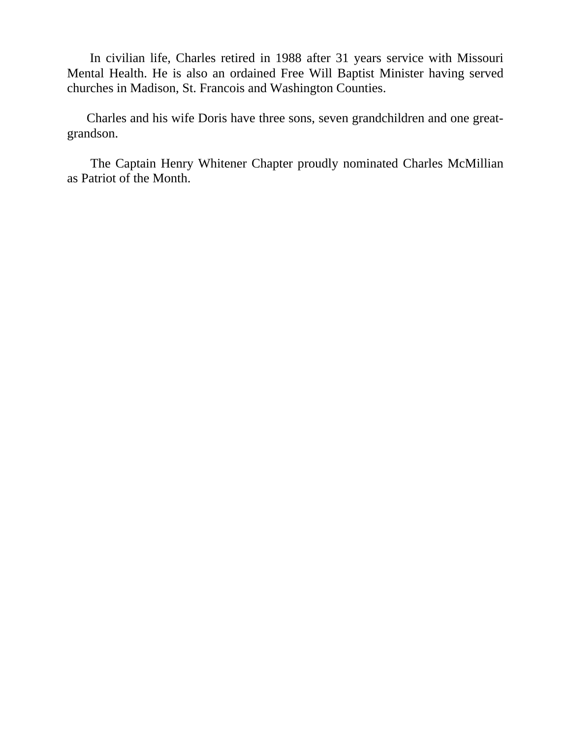In civilian life, Charles retired in 1988 after 31 years service with Missouri Mental Health. He is also an ordained Free Will Baptist Minister having served churches in Madison, St. Francois and Washington Counties.

Charles and his wife Doris have three sons, seven grandchildren and one great-grandson.

The Captain Henry Whitener Chapter proudly nominated Charles McMillian as Patriot of the Month.